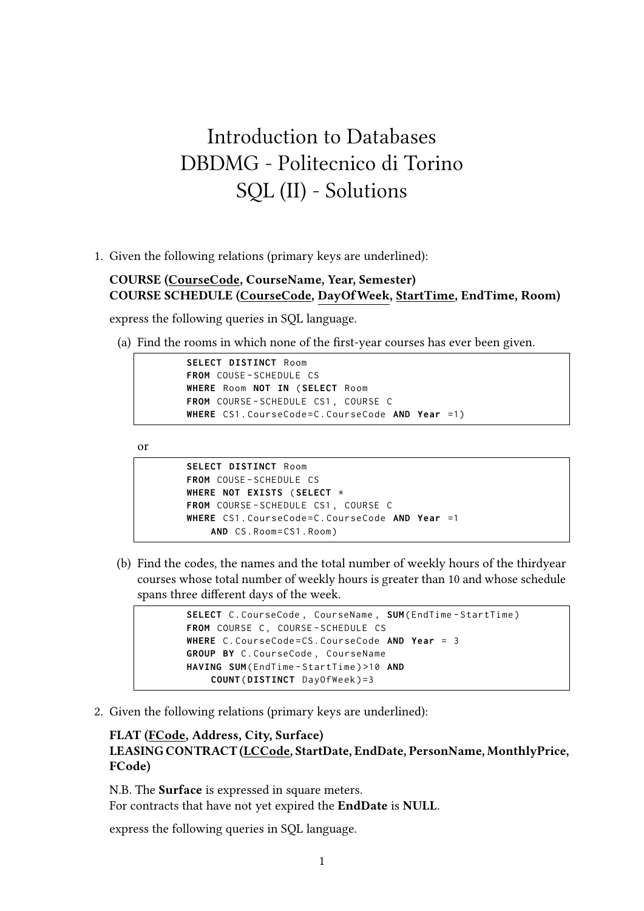# Introduction to Databases
# DBDMG - Politecnico di Torino
# SQL (II) - Solutions

1. Given the following relations (primary keys are underlined):

   **COURSE (<u>CourseCode</u>, CourseName, Year, Semester)**
   **COURSE SCHEDULE (<u>CourseCode</u>, <u>DayOfWeek</u>, <u>StartTime</u>, EndTime, Room)**

   express the following queries in SQL language.

   (a) Find the rooms in which none of the first-year courses has ever been given.

   ```
   SELECT DISTINCT Room
   FROM COUSE-SCHEDULE CS
   WHERE Room NOT IN (SELECT Room
   FROM COURSE-SCHEDULE CS1, COURSE C
   WHERE CS1.CourseCode=C.CourseCode AND Year =1)
   ```

   or

   ```
   SELECT DISTINCT Room
   FROM COUSE-SCHEDULE CS
   WHERE NOT EXISTS (SELECT *
   FROM COURSE-SCHEDULE CS1, COURSE C
   WHERE CS1.CourseCode=C.CourseCode AND Year =1
       AND CS.Room=CS1.Room)
   ```

   (b) Find the codes, the names and the total number of weekly hours of the thirdyear courses whose total number of weekly hours is greater than 10 and whose schedule spans three different days of the week.

   ```
   SELECT C.CourseCode, CourseName, SUM(EndTime-StartTime)
   FROM COURSE C, COURSE-SCHEDULE CS
   WHERE C.CourseCode=CS.CourseCode AND Year = 3
   GROUP BY C.CourseCode, CourseName
   HAVING SUM(EndTime-StartTime)>10 AND
       COUNT(DISTINCT DayOfWeek)=3
   ```

2. Given the following relations (primary keys are underlined):

   **FLAT (<u>FCode</u>, Address, City, Surface)**
   **LEASING CONTRACT (<u>LCCode</u>, StartDate, EndDate, PersonName, MonthlyPrice, FCode)**

   N.B. The **Surface** is expressed in square meters.
   For contracts that have not yet expired the **EndDate** is **NULL**.

   express the following queries in SQL language.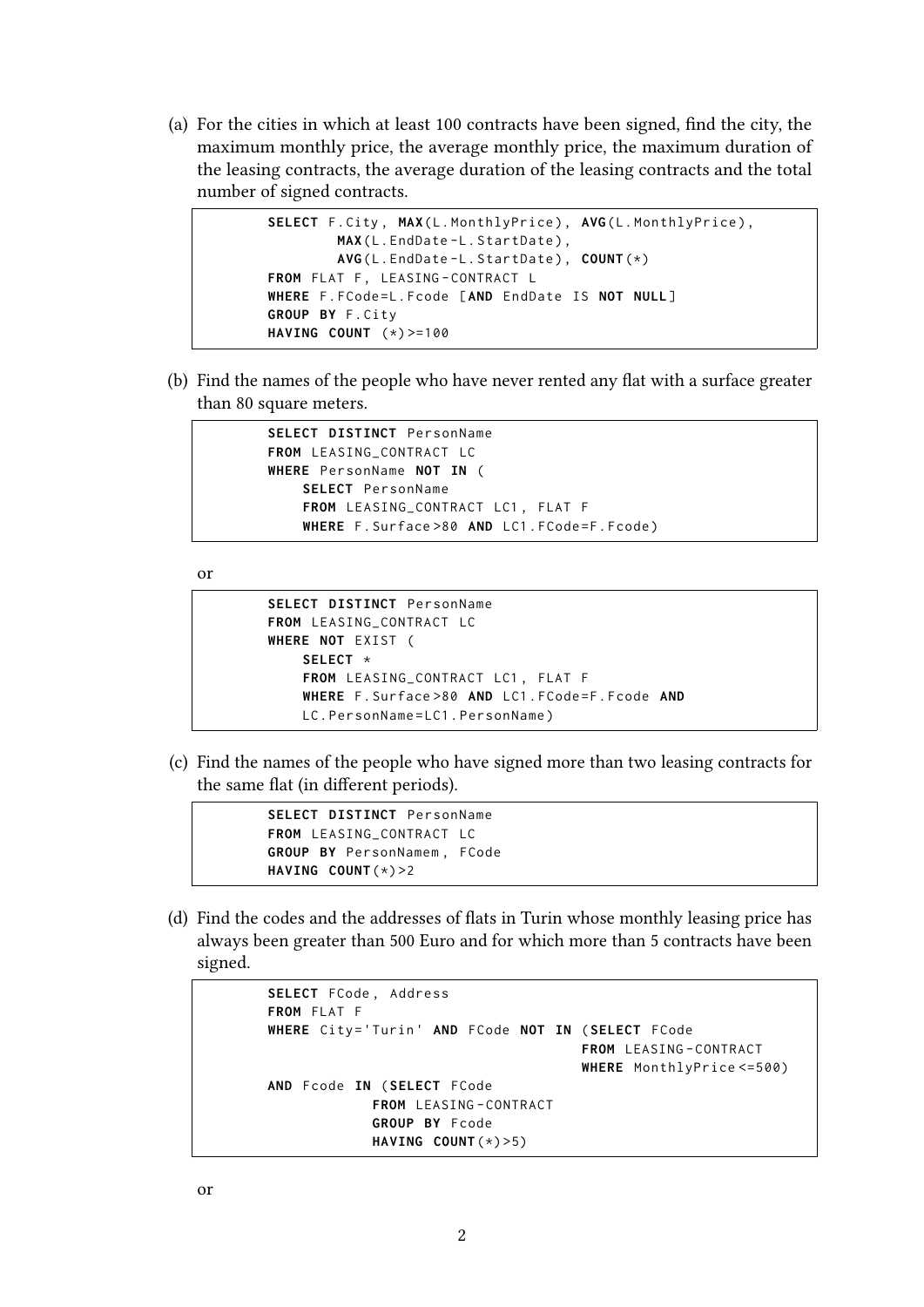(a) For the cities in which at least 100 contracts have been signed, find the city, the maximum monthly price, the average monthly price, the maximum duration of the leasing contracts, the average duration of the leasing contracts and the total number of signed contracts.

```
SELECT F.City, MAX(L.MonthlyPrice), AVG(L.MonthlyPrice),
       MAX(L.EndDate-L.StartDate),
       AVG(L.EndDate-L.StartDate), COUNT(*)
FROM FLAT F, LEASING-CONTRACT L
WHERE F.FCode=L.Fcode [AND EndDate IS NOT NULL]
GROUP BY F.City
HAVING COUNT (*)>=100
```

(b) Find the names of the people who have never rented any flat with a surface greater than 80 square meters.

```
SELECT DISTINCT PersonName
FROM LEASING_CONTRACT LC
WHERE PersonName NOT IN (
    SELECT PersonName
    FROM LEASING_CONTRACT LC1, FLAT F
    WHERE F.Surface>80 AND LC1.FCode=F.Fcode)
```

or

```
SELECT DISTINCT PersonName
FROM LEASING_CONTRACT LC
WHERE NOT EXIST (
    SELECT *
    FROM LEASING_CONTRACT LC1, FLAT F
    WHERE F.Surface>80 AND LC1.FCode=F.Fcode AND
    LC.PersonName=LC1.PersonName)
```

(c) Find the names of the people who have signed more than two leasing contracts for the same flat (in different periods).

```
SELECT DISTINCT PersonName
FROM LEASING_CONTRACT LC
GROUP BY PersonNamem, FCode
HAVING COUNT(*)>2
```

(d) Find the codes and the addresses of flats in Turin whose monthly leasing price has always been greater than 500 Euro and for which more than 5 contracts have been signed.

```
SELECT FCode, Address
FROM FLAT F
WHERE City='Turin' AND FCode NOT IN (SELECT FCode
                                     FROM LEASING-CONTRACT
                                     WHERE MonthlyPrice<=500)
AND Fcode IN (SELECT FCode
              FROM LEASING-CONTRACT
              GROUP BY Fcode
              HAVING COUNT(*)>5)
```

or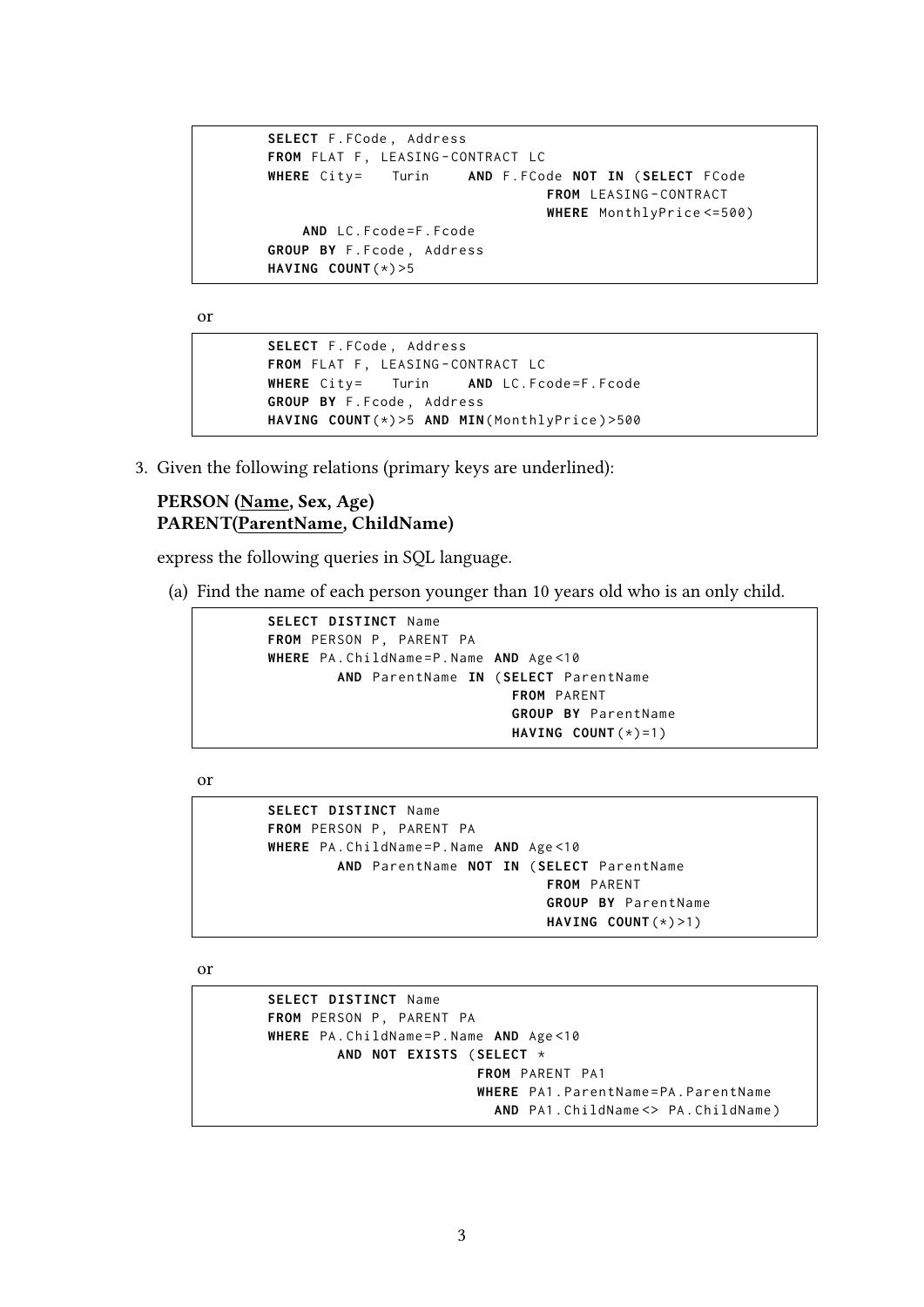```
SELECT F.FCode, Address
FROM FLAT F, LEASING-CONTRACT LC
WHERE City=   Turin    AND F.FCode NOT IN (SELECT FCode
                                           FROM LEASING-CONTRACT
                                           WHERE MonthlyPrice<=500)
    AND LC.Fcode=F.Fcode
GROUP BY F.Fcode, Address
HAVING COUNT(*)>5
```

or

```
SELECT F.FCode, Address
FROM FLAT F, LEASING-CONTRACT LC
WHERE City=   Turin    AND LC.Fcode=F.Fcode
GROUP BY F.Fcode, Address
HAVING COUNT(*)>5 AND MIN(MonthlyPrice)>500
```

3. Given the following relations (primary keys are underlined):

   **PERSON (Name, Sex, Age)**
   **PARENT(ParentName, ChildName)**

   express the following queries in SQL language.

   (a) Find the name of each person younger than 10 years old who is an only child.

```
SELECT DISTINCT Name
FROM PERSON P, PARENT PA
WHERE PA.ChildName=P.Name AND Age<10
        AND ParentName IN (SELECT ParentName
                            FROM PARENT
                            GROUP BY ParentName
                            HAVING COUNT(*)=1)
```

or

```
SELECT DISTINCT Name
FROM PERSON P, PARENT PA
WHERE PA.ChildName=P.Name AND Age<10
        AND ParentName NOT IN (SELECT ParentName
                                FROM PARENT
                                GROUP BY ParentName
                                HAVING COUNT(*)>1)
```

or

```
SELECT DISTINCT Name
FROM PERSON P, PARENT PA
WHERE PA.ChildName=P.Name AND Age<10
        AND NOT EXISTS (SELECT *
                        FROM PARENT PA1
                        WHERE PA1.ParentName=PA.ParentName
                          AND PA1.ChildName<> PA.ChildName)
```